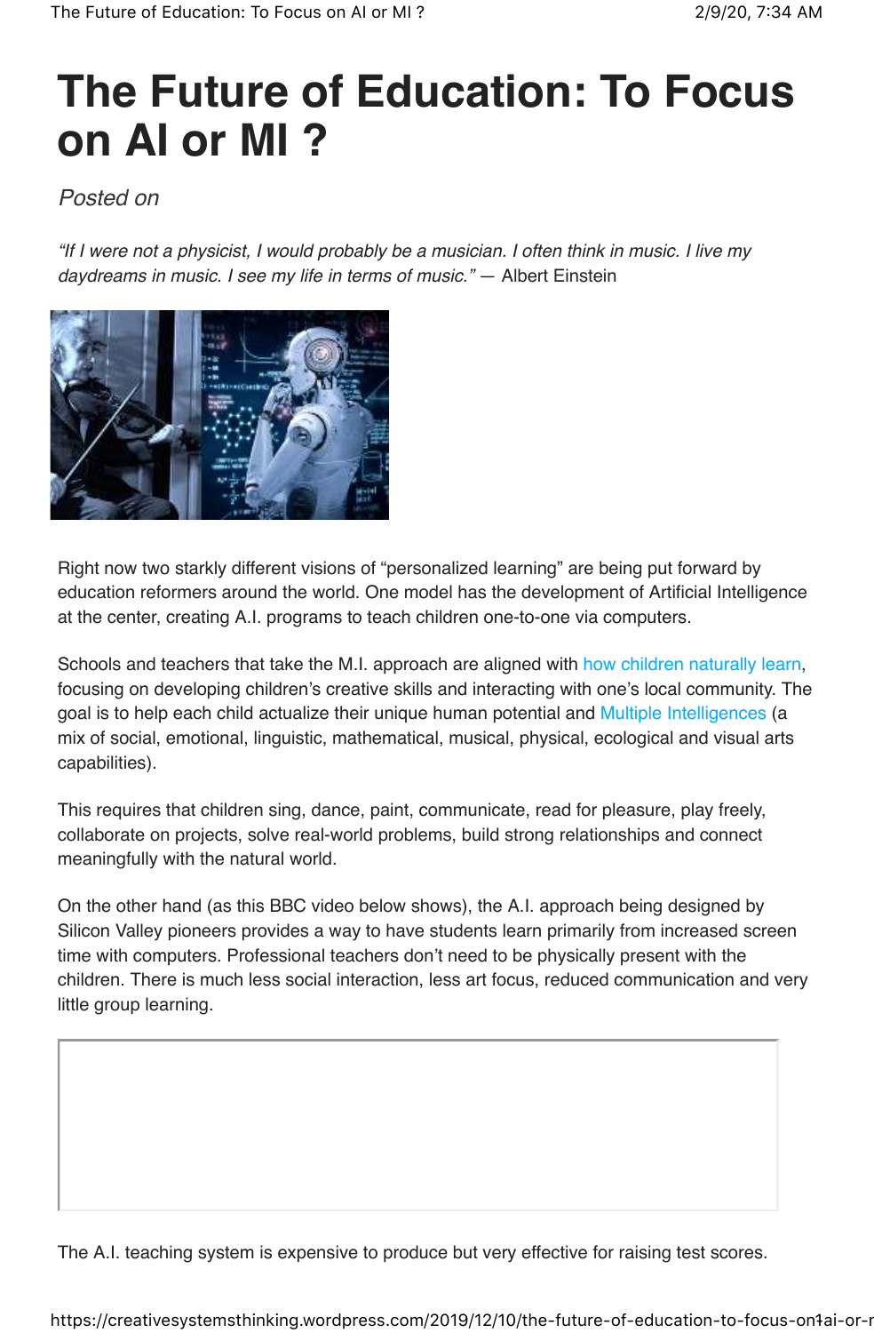# The Future of Education: To Focus on AI or MI ?

*Posted on*

*"If I were not a physicist, I would probably be a musician. I often think in music. I live my daydreams in music. I see my life in terms of music."* — Albert Einstein

Right now two starkly different visions of "personalized learning" are being put forward by education reformers around the world. One model has the development of Artificial Intelligence at the center, creating A.I. programs to teach children one-to-one via computers.

Schools and teachers that take the M.I. approach are aligned with how children naturally learn, focusing on developing children's creative skills and interacting with one's local community. The goal is to help each child actualize their unique human potential and Multiple Intelligences (a mix of social, emotional, linguistic, mathematical, musical, physical, ecological and visual arts capabilities).

This requires that children sing, dance, paint, communicate, read for pleasure, play freely, collaborate on projects, solve real-world problems, build strong relationships and connect meaningfully with the natural world.

On the other hand (as this BBC video below shows), the A.I. approach being designed by Silicon Valley pioneers provides a way to have students learn primarily from increased screen time with computers. Professional teachers don't need to be physically present with the children. There is much less social interaction, less art focus, reduced communication and very little group learning.

The A.I. teaching system is expensive to produce but very effective for raising test scores.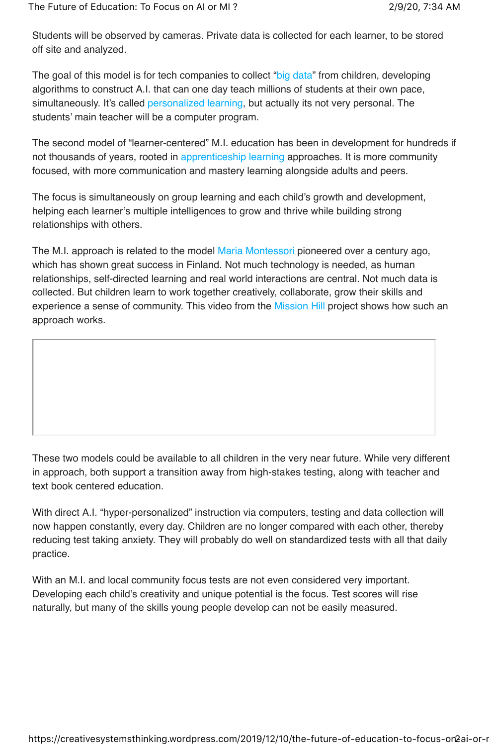Students will be observed by cameras. Private data is collected for each learner, to be stored off site and analyzed.

The goal of this model is for tech companies to collect “big data” from children, developing algorithms to construct A.I. that can one day teach millions of students at their own pace, simultaneously. It’s called personalized learning, but actually its not very personal. The students’ main teacher will be a computer program.

The second model of “learner-centered” M.I. education has been in development for hundreds if not thousands of years, rooted in apprenticeship learning approaches. It is more community focused, with more communication and mastery learning alongside adults and peers.

The focus is simultaneously on group learning and each child’s growth and development, helping each learner’s multiple intelligences to grow and thrive while building strong relationships with others.

The M.I. approach is related to the model Maria Montessori pioneered over a century ago, which has shown great success in Finland. Not much technology is needed, as human relationships, self-directed learning and real world interactions are central. Not much data is collected. But children learn to work together creatively, collaborate, grow their skills and experience a sense of community. This video from the Mission Hill project shows how such an approach works.

These two models could be available to all children in the very near future. While very different in approach, both support a transition away from high-stakes testing, along with teacher and text book centered education.

With direct A.I. “hyper-personalized” instruction via computers, testing and data collection will now happen constantly, every day. Children are no longer compared with each other, thereby reducing test taking anxiety. They will probably do well on standardized tests with all that daily practice.

With an M.I. and local community focus tests are not even considered very important. Developing each child’s creativity and unique potential is the focus. Test scores will rise naturally, but many of the skills young people develop can not be easily measured.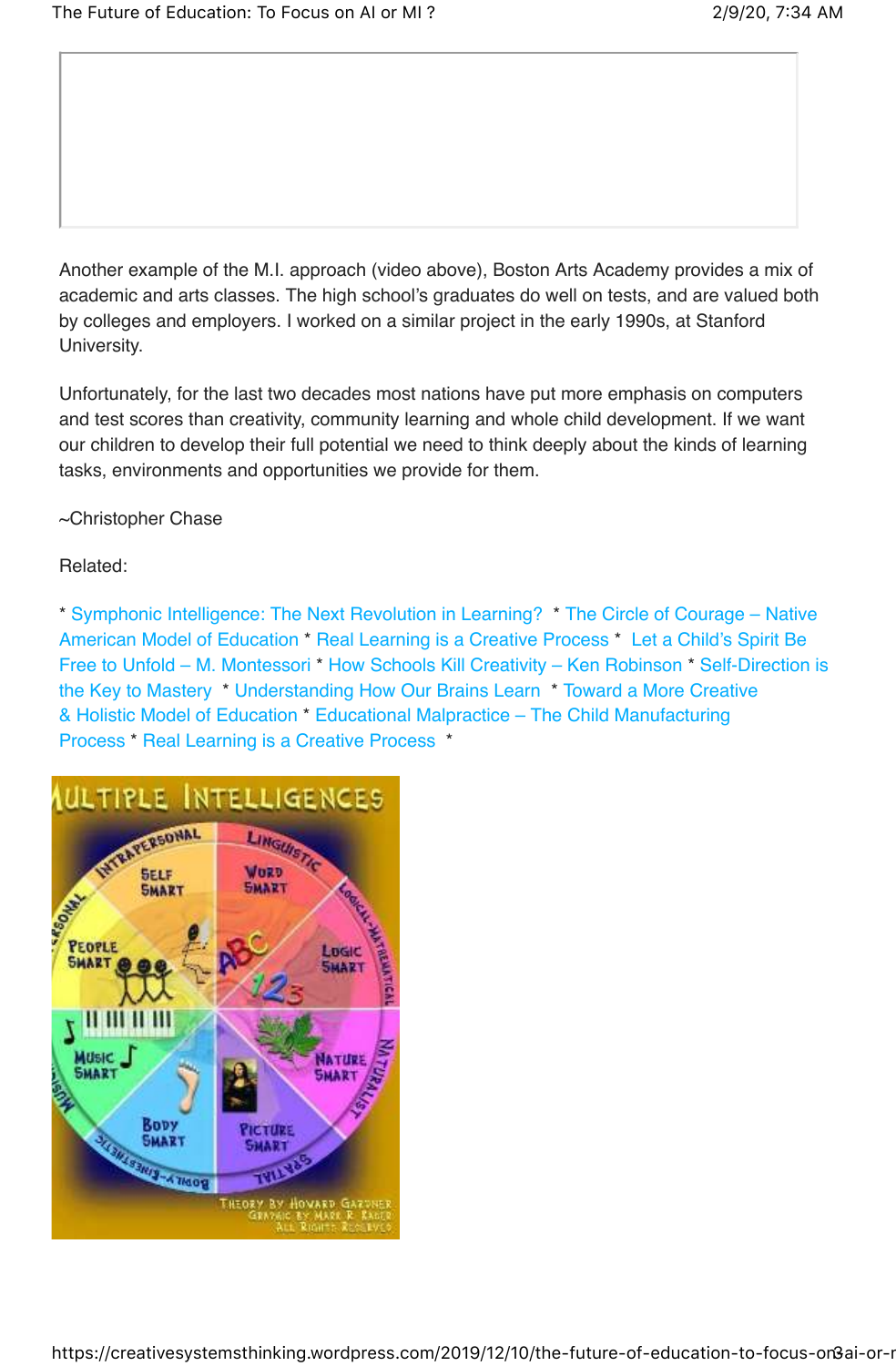Another example of the M.I. approach (video above), Boston Arts Academy provides a mix of academic and arts classes. The high school's graduates do well on tests, and are valued both by colleges and employers. I worked on a similar project in the early 1990s, at Stanford University.

Unfortunately, for the last two decades most nations have put more emphasis on computers and test scores than creativity, community learning and whole child development. If we want our children to develop their full potential we need to think deeply about the kinds of learning tasks, environments and opportunities we provide for them.

~Christopher Chase

Related:

* Symphonic Intelligence: The Next Revolution in Learning? * The Circle of Courage – Native American Model of Education * Real Learning is a Creative Process * Let a Child's Spirit Be Free to Unfold – M. Montessori * How Schools Kill Creativity – Ken Robinson * Self-Direction is the Key to Mastery * Understanding How Our Brains Learn * Toward a More Creative & Holistic Model of Education * Educational Malpractice – The Child Manufacturing Process * Real Learning is a Creative Process *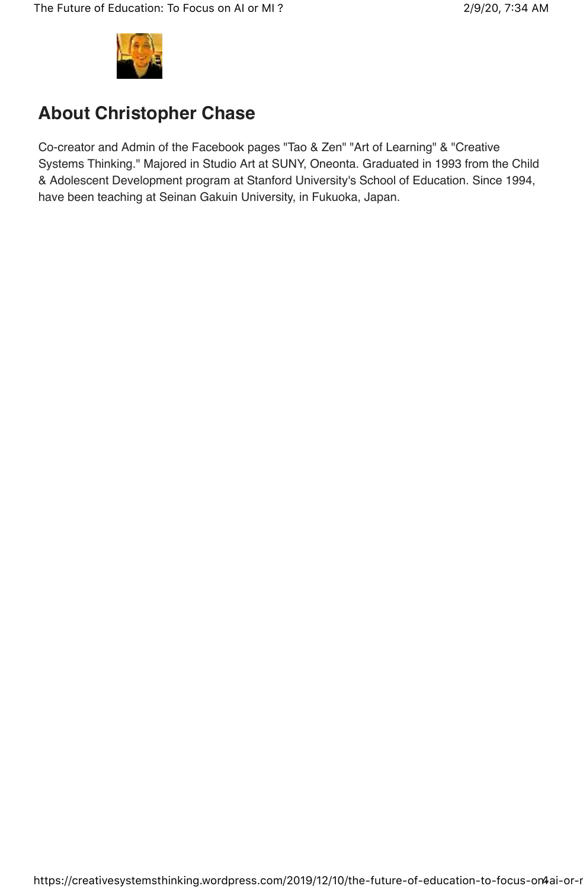## About Christopher Chase

Co-creator and Admin of the Facebook pages "Tao & Zen" "Art of Learning" & "Creative Systems Thinking." Majored in Studio Art at SUNY, Oneonta. Graduated in 1993 from the Child & Adolescent Development program at Stanford University's School of Education. Since 1994, have been teaching at Seinan Gakuin University, in Fukuoka, Japan.